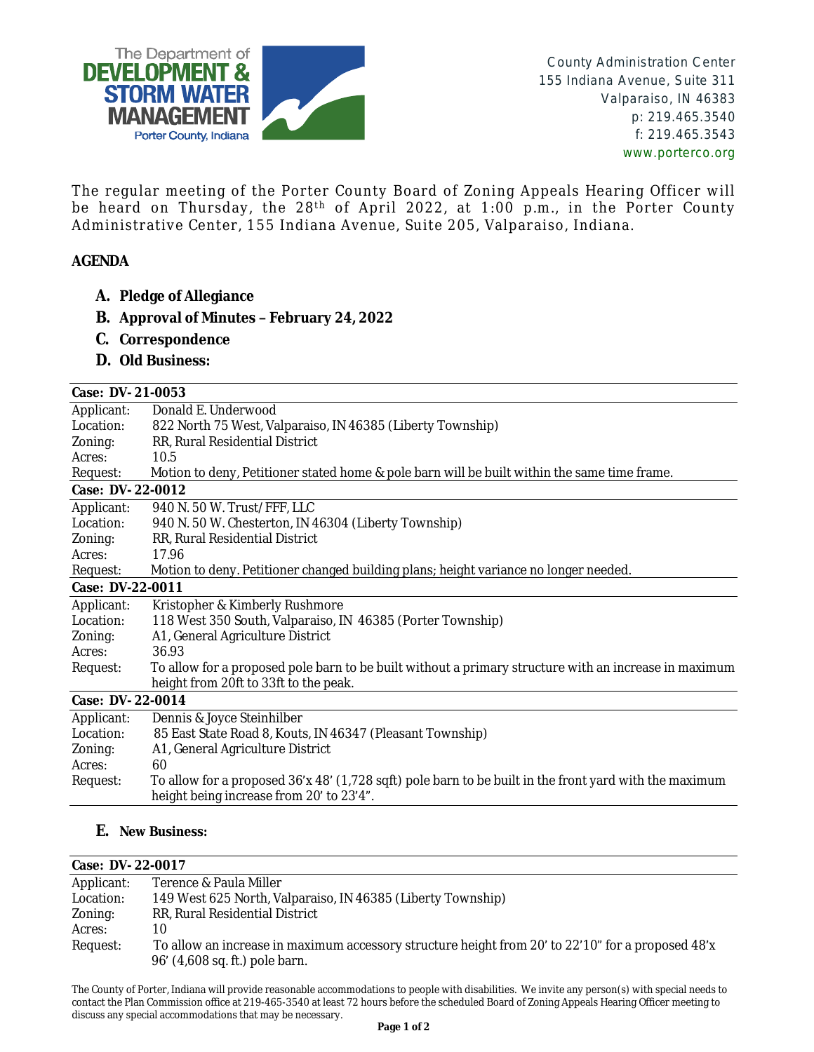The Department of
**DEVELOPMENT & STORM WATER MANAGEMENT**
Porter County, Indiana

County Administration Center
155 Indiana Avenue, Suite 311
Valparaiso, IN 46383
p: 219.465.3540
f: 219.465.3543
www.porterco.org

The regular meeting of the Porter County Board of Zoning Appeals Hearing Officer will be heard on Thursday, the 28th of April 2022, at 1:00 p.m., in the Porter County Administrative Center, 155 Indiana Avenue, Suite 205, Valparaiso, Indiana.

**AGENDA**

- **A. Pledge of Allegiance**
- **B. Approval of Minutes – February 24, 2022**
- **C. Correspondence**
- **D. Old Business:**

**Case: DV- 21-0053**

| | |
|---|---|
| Applicant: | Donald E. Underwood |
| Location: | 822 North 75 West, Valparaiso, IN 46385 (Liberty Township) |
| Zoning: | RR, Rural Residential District |
| Acres: | 10.5 |
| Request: | Motion to deny, Petitioner stated home & pole barn will be built within the same time frame. |

**Case: DV- 22-0012**

| | |
|---|---|
| Applicant: | 940 N. 50 W. Trust/ FFF, LLC |
| Location: | 940 N. 50 W. Chesterton, IN 46304 (Liberty Township) |
| Zoning: | RR, Rural Residential District |
| Acres: | 17.96 |
| Request: | Motion to deny. Petitioner changed building plans; height variance no longer needed. |

**Case: DV-22-0011**

| | |
|---|---|
| Applicant: | Kristopher & Kimberly Rushmore |
| Location: | 118 West 350 South, Valparaiso, IN 46385 (Porter Township) |
| Zoning: | A1, General Agriculture District |
| Acres: | 36.93 |
| Request: | To allow for a proposed pole barn to be built without a primary structure with an increase in maximum height from 20ft to 33ft to the peak. |

**Case: DV- 22-0014**

| | |
|---|---|
| Applicant: | Dennis & Joyce Steinhilber |
| Location: | 85 East State Road 8, Kouts, IN 46347 (Pleasant Township) |
| Zoning: | A1, General Agriculture District |
| Acres: | 60 |
| Request: | To allow for a proposed 36'x 48' (1,728 sqft) pole barn to be built in the front yard with the maximum height being increase from 20' to 23'4". |

- **E. New Business:**

**Case: DV- 22-0017**

| | |
|---|---|
| Applicant: | Terence & Paula Miller |
| Location: | 149 West 625 North, Valparaiso, IN 46385 (Liberty Township) |
| Zoning: | RR, Rural Residential District |
| Acres: | 10 |
| Request: | To allow an increase in maximum accessory structure height from 20' to 22'10" for a proposed 48'x 96' (4,608 sq. ft.) pole barn. |

The County of Porter, Indiana will provide reasonable accommodations to people with disabilities. We invite any person(s) with special needs to contact the Plan Commission office at 219-465-3540 at least 72 hours before the scheduled Board of Zoning Appeals Hearing Officer meeting to discuss any special accommodations that may be necessary.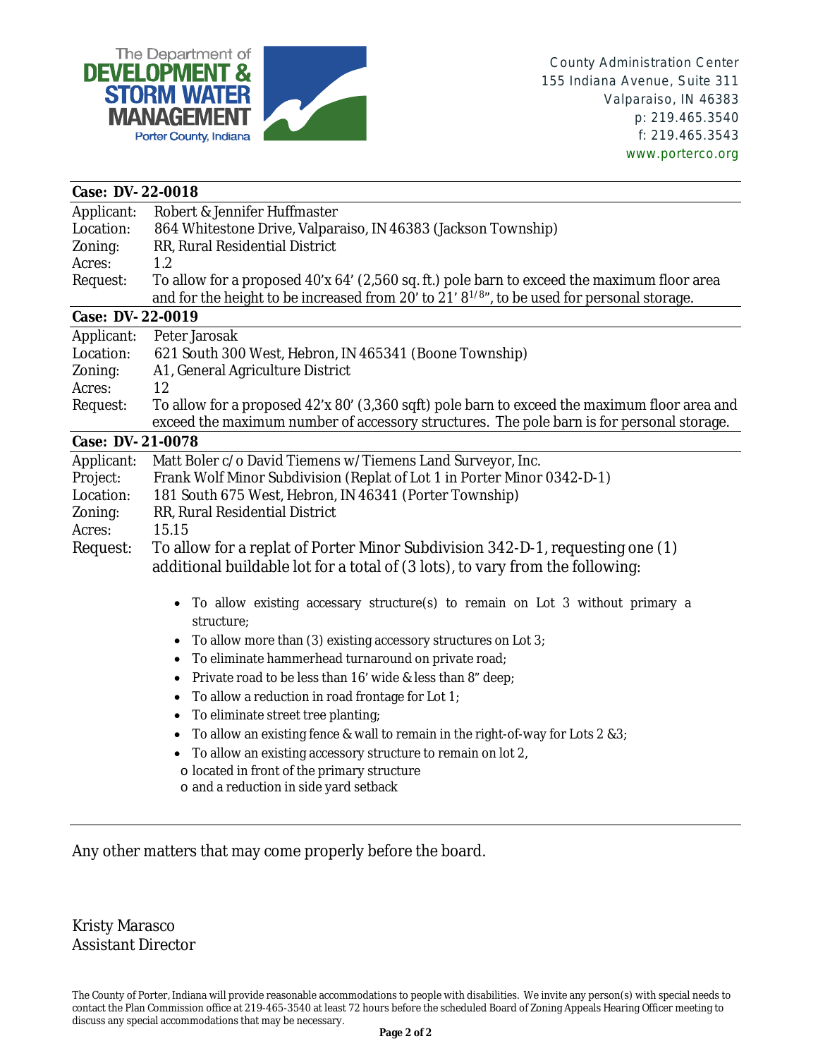The Department of
**DEVELOPMENT & STORM WATER MANAGEMENT**
Porter County, Indiana

County Administration Center
155 Indiana Avenue, Suite 311
Valparaiso, IN 46383
p: 219.465.3540
f: 219.465.3543
www.porterco.org

**Case: DV- 22-0018**

| | |
|---|---|
| Applicant: | Robert & Jennifer Huffmaster |
| Location: | 864 Whitestone Drive, Valparaiso, IN 46383 (Jackson Township) |
| Zoning: | RR, Rural Residential District |
| Acres: | 1.2 |
| Request: | To allow for a proposed 40'x 64' (2,560 sq. ft.) pole barn to exceed the maximum floor area and for the height to be increased from 20' to 21' 8 1/8", to be used for personal storage. |

**Case: DV- 22-0019**

| | |
|---|---|
| Applicant: | Peter Jarosak |
| Location: | 621 South 300 West, Hebron, IN 465341 (Boone Township) |
| Zoning: | A1, General Agriculture District |
| Acres: | 12 |
| Request: | To allow for a proposed 42'x 80' (3,360 sqft) pole barn to exceed the maximum floor area and exceed the maximum number of accessory structures. The pole barn is for personal storage. |

**Case: DV- 21-0078**

| | |
|---|---|
| Applicant: | Matt Boler c/o David Tiemens w/ Tiemens Land Surveyor, Inc. |
| Project: | Frank Wolf Minor Subdivision (Replat of Lot 1 in Porter Minor 0342-D-1) |
| Location: | 181 South 675 West, Hebron, IN 46341 (Porter Township) |
| Zoning: | RR, Rural Residential District |
| Acres: | 15.15 |
| Request: | To allow for a replat of Porter Minor Subdivision 342-D-1, requesting one (1) additional buildable lot for a total of (3 lots), to vary from the following: |

- To allow existing accessary structure(s) to remain on Lot 3 without primary a structure;
- To allow more than (3) existing accessory structures on Lot 3;
- To eliminate hammerhead turnaround on private road;
- Private road to be less than 16' wide & less than 8" deep;
- To allow a reduction in road frontage for Lot 1;
- To eliminate street tree planting;
- To allow an existing fence & wall to remain in the right-of-way for Lots 2 &3;
- To allow an existing accessory structure to remain on lot 2,
  - located in front of the primary structure
  - and a reduction in side yard setback

Any other matters that may come properly before the board.

Kristy Marasco
Assistant Director

The County of Porter, Indiana will provide reasonable accommodations to people with disabilities. We invite any person(s) with special needs to contact the Plan Commission office at 219-465-3540 at least 72 hours before the scheduled Board of Zoning Appeals Hearing Officer meeting to discuss any special accommodations that may be necessary.